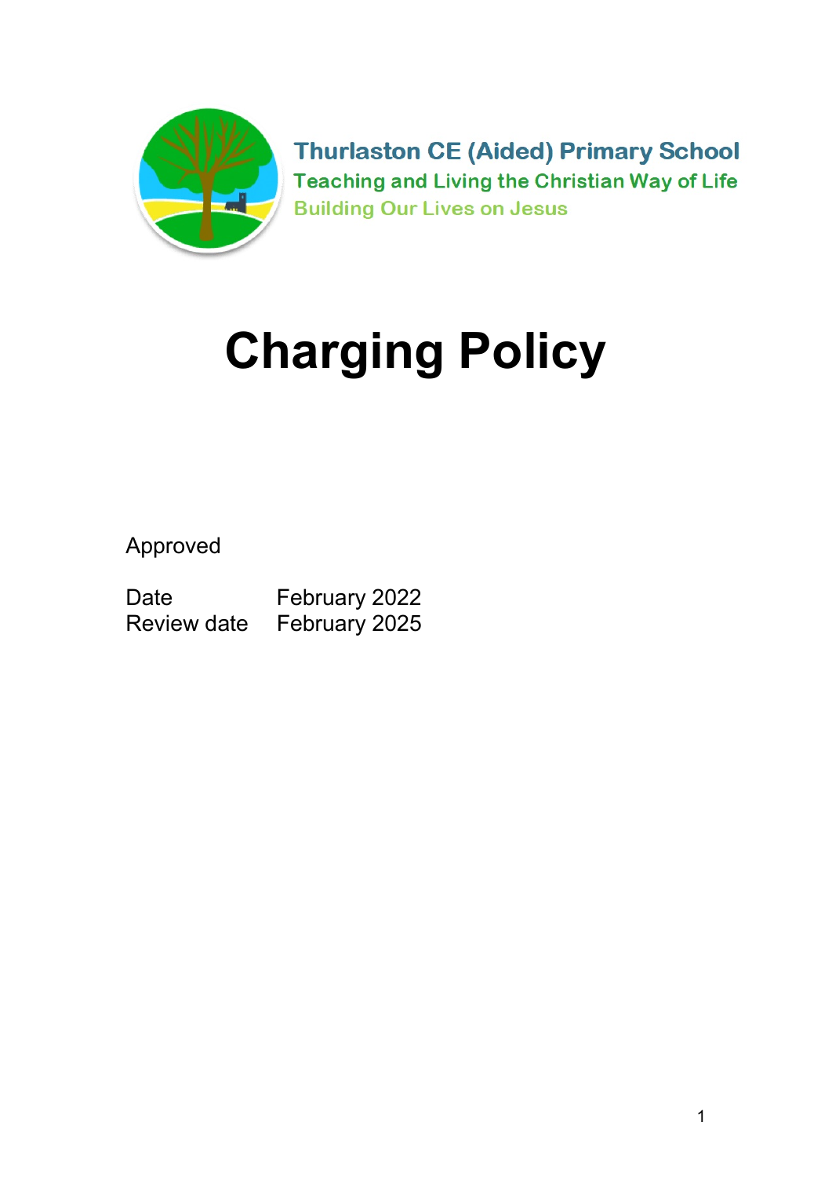Thurlaston CE (Aided) Primary School

Teaching and Living the Christian Way of Life

Building Our Lives on Jesus

# Charging Policy

Approved

| | |
|---|---|
| Date | February 2022 |
| Review date | February 2025 |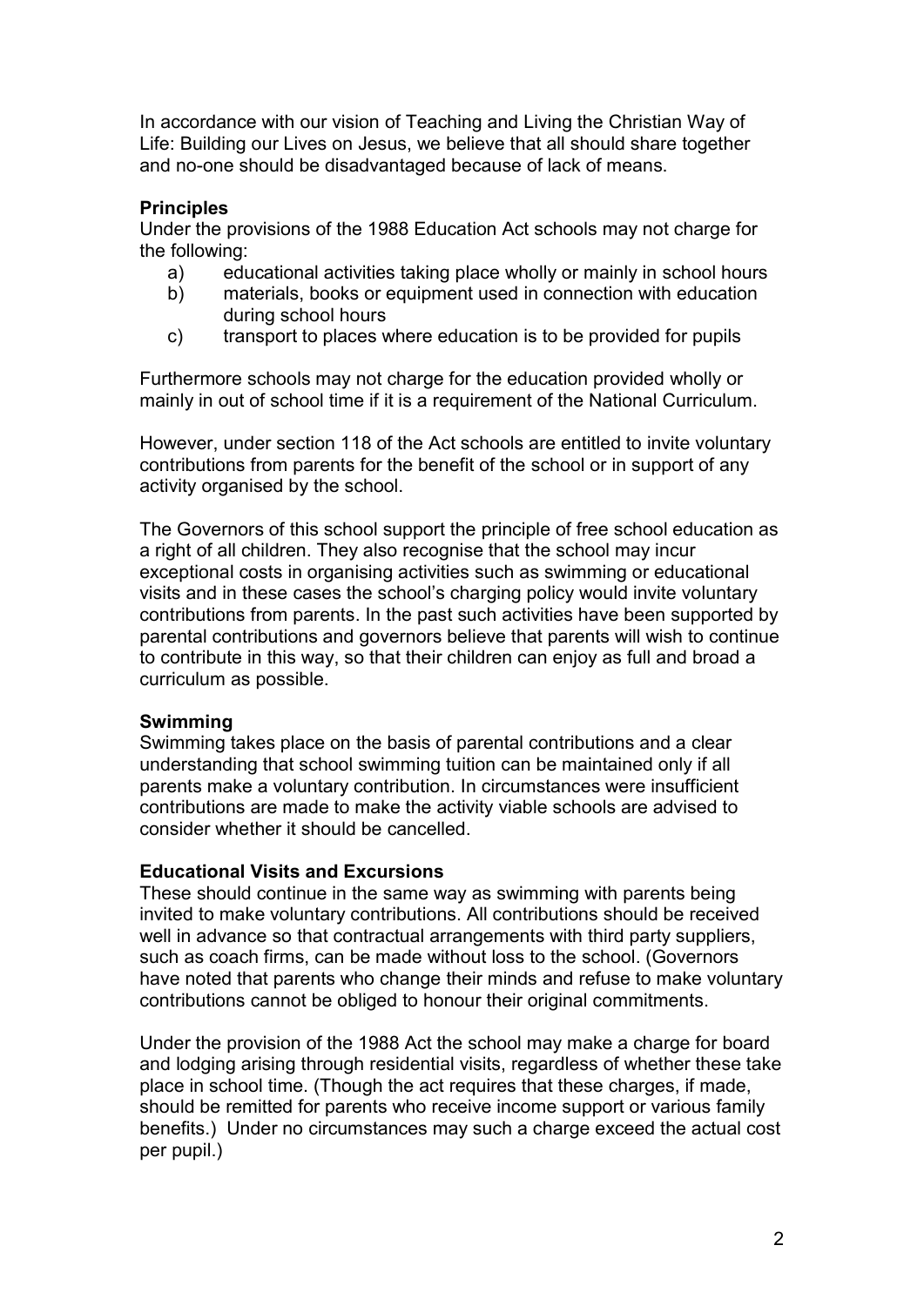In accordance with our vision of Teaching and Living the Christian Way of Life: Building our Lives on Jesus, we believe that all should share together and no-one should be disadvantaged because of lack of means.

**Principles**

Under the provisions of the 1988 Education Act schools may not charge for the following:

a) educational activities taking place wholly or mainly in school hours
b) materials, books or equipment used in connection with education during school hours
c) transport to places where education is to be provided for pupils

Furthermore schools may not charge for the education provided wholly or mainly in out of school time if it is a requirement of the National Curriculum.

However, under section 118 of the Act schools are entitled to invite voluntary contributions from parents for the benefit of the school or in support of any activity organised by the school.

The Governors of this school support the principle of free school education as a right of all children. They also recognise that the school may incur exceptional costs in organising activities such as swimming or educational visits and in these cases the school's charging policy would invite voluntary contributions from parents. In the past such activities have been supported by parental contributions and governors believe that parents will wish to continue to contribute in this way, so that their children can enjoy as full and broad a curriculum as possible.

**Swimming**

Swimming takes place on the basis of parental contributions and a clear understanding that school swimming tuition can be maintained only if all parents make a voluntary contribution. In circumstances were insufficient contributions are made to make the activity viable schools are advised to consider whether it should be cancelled.

**Educational Visits and Excursions**

These should continue in the same way as swimming with parents being invited to make voluntary contributions. All contributions should be received well in advance so that contractual arrangements with third party suppliers, such as coach firms, can be made without loss to the school. (Governors have noted that parents who change their minds and refuse to make voluntary contributions cannot be obliged to honour their original commitments.

Under the provision of the 1988 Act the school may make a charge for board and lodging arising through residential visits, regardless of whether these take place in school time. (Though the act requires that these charges, if made, should be remitted for parents who receive income support or various family benefits.) Under no circumstances may such a charge exceed the actual cost per pupil.)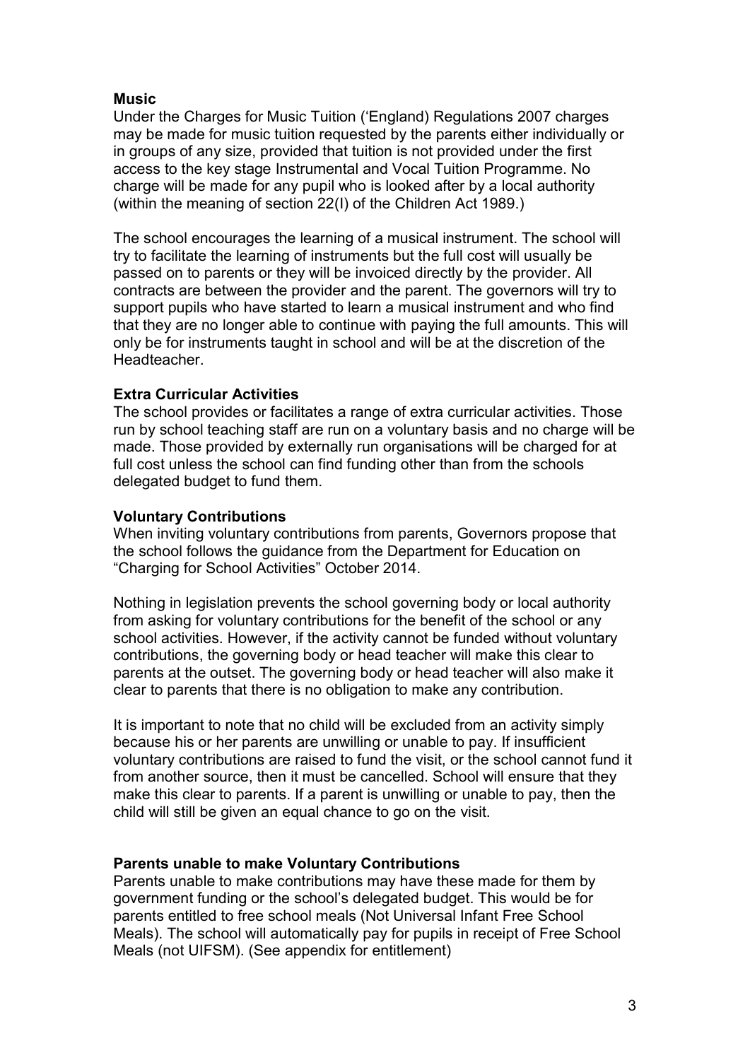**Music**

Under the Charges for Music Tuition ('England) Regulations 2007 charges may be made for music tuition requested by the parents either individually or in groups of any size, provided that tuition is not provided under the first access to the key stage Instrumental and Vocal Tuition Programme. No charge will be made for any pupil who is looked after by a local authority (within the meaning of section 22(I) of the Children Act 1989.)

The school encourages the learning of a musical instrument. The school will try to facilitate the learning of instruments but the full cost will usually be passed on to parents or they will be invoiced directly by the provider. All contracts are between the provider and the parent. The governors will try to support pupils who have started to learn a musical instrument and who find that they are no longer able to continue with paying the full amounts. This will only be for instruments taught in school and will be at the discretion of the Headteacher.

**Extra Curricular Activities**

The school provides or facilitates a range of extra curricular activities. Those run by school teaching staff are run on a voluntary basis and no charge will be made. Those provided by externally run organisations will be charged for at full cost unless the school can find funding other than from the schools delegated budget to fund them.

**Voluntary Contributions**

When inviting voluntary contributions from parents, Governors propose that the school follows the guidance from the Department for Education on "Charging for School Activities" October 2014.

Nothing in legislation prevents the school governing body or local authority from asking for voluntary contributions for the benefit of the school or any school activities. However, if the activity cannot be funded without voluntary contributions, the governing body or head teacher will make this clear to parents at the outset. The governing body or head teacher will also make it clear to parents that there is no obligation to make any contribution.

It is important to note that no child will be excluded from an activity simply because his or her parents are unwilling or unable to pay. If insufficient voluntary contributions are raised to fund the visit, or the school cannot fund it from another source, then it must be cancelled. School will ensure that they make this clear to parents. If a parent is unwilling or unable to pay, then the child will still be given an equal chance to go on the visit.

**Parents unable to make Voluntary Contributions**

Parents unable to make contributions may have these made for them by government funding or the school's delegated budget. This would be for parents entitled to free school meals (Not Universal Infant Free School Meals). The school will automatically pay for pupils in receipt of Free School Meals (not UIFSM). (See appendix for entitlement)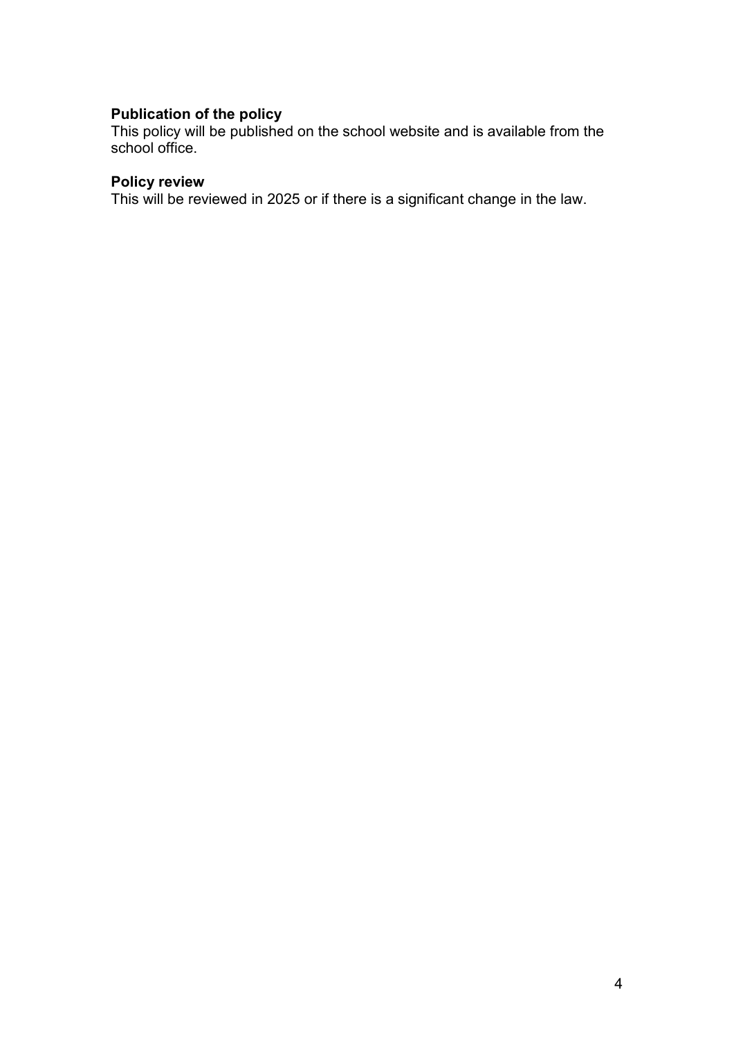**Publication of the policy**
This policy will be published on the school website and is available from the school office.

**Policy review**
This will be reviewed in 2025 or if there is a significant change in the law.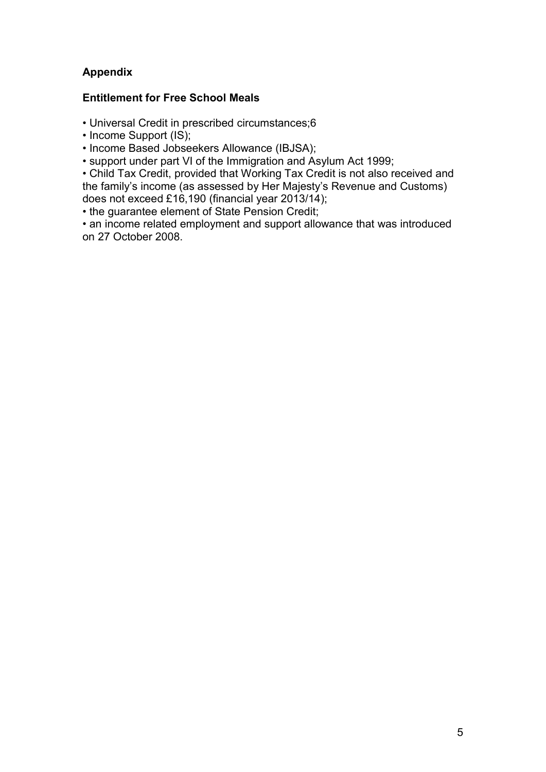## Appendix

### Entitlement for Free School Meals

- Universal Credit in prescribed circumstances;6
- Income Support (IS);
- Income Based Jobseekers Allowance (IBJSA);
- support under part VI of the Immigration and Asylum Act 1999;
- Child Tax Credit, provided that Working Tax Credit is not also received and the family's income (as assessed by Her Majesty's Revenue and Customs) does not exceed £16,190 (financial year 2013/14);
- the guarantee element of State Pension Credit;
- an income related employment and support allowance that was introduced on 27 October 2008.